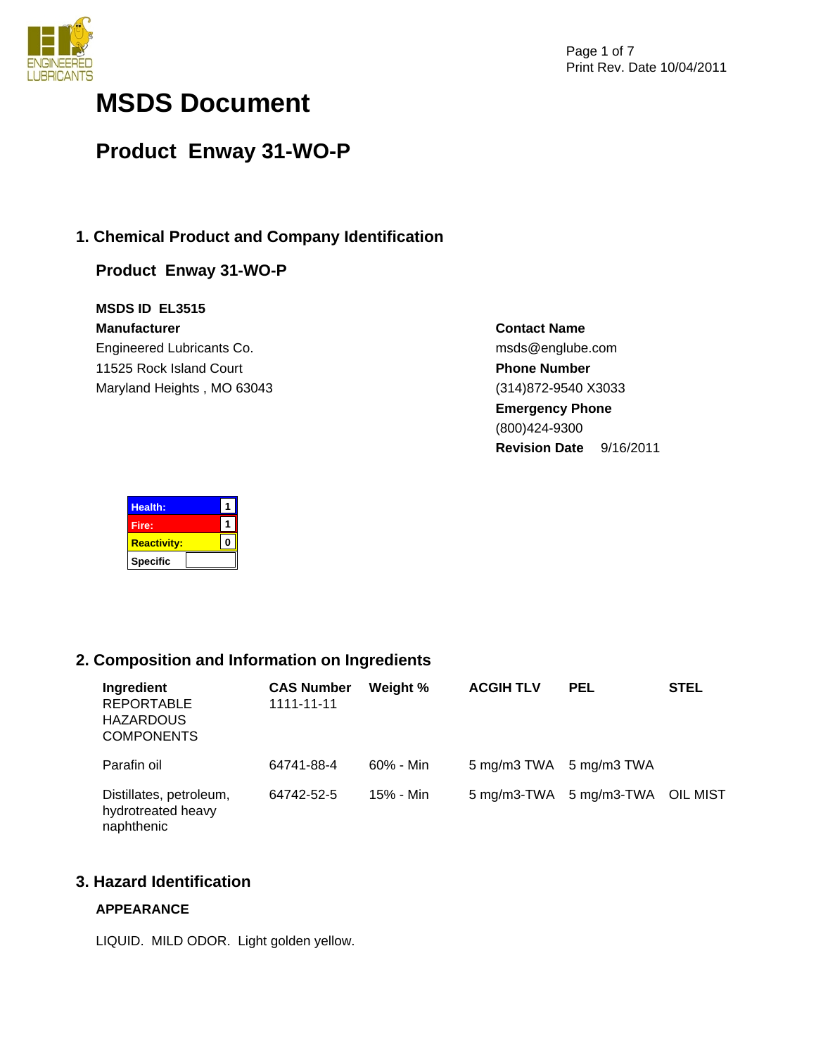# MSDS Document

## Product Enway 31-WO-P

## 1. Chemical Product and Company Identification

### Product Enway 31-WO-P

**MSDS ID** EL3515

**Manufacturer**
Engineered Lubricants Co.
11525 Rock Island Court
Maryland Heights , MO 63043

**Contact Name**
msds@englube.com

**Phone Number**
(314)872-9540 X3033

**Emergency Phone**
(800)424-9300

**Revision Date** 9/16/2011

| | |
|---|---|
| Health: | 1 |
| Fire: | 1 |
| Reactivity: | 0 |
| Specific | |

## 2. Composition and Information on Ingredients

| Ingredient | CAS Number | Weight % | ACGIH TLV | PEL | STEL |
|---|---|---|---|---|---|
| REPORTABLE HAZARDOUS COMPONENTS | 1111-11-11 | | | | |
| Parafin oil | 64741-88-4 | 60% - Min | 5 mg/m3 TWA | 5 mg/m3 TWA | |
| Distillates, petroleum, hydrotreated heavy naphthenic | 64742-52-5 | 15% - Min | 5 mg/m3-TWA | 5 mg/m3-TWA | OIL MIST |

## 3. Hazard Identification

**APPEARANCE**

LIQUID. MILD ODOR. Light golden yellow.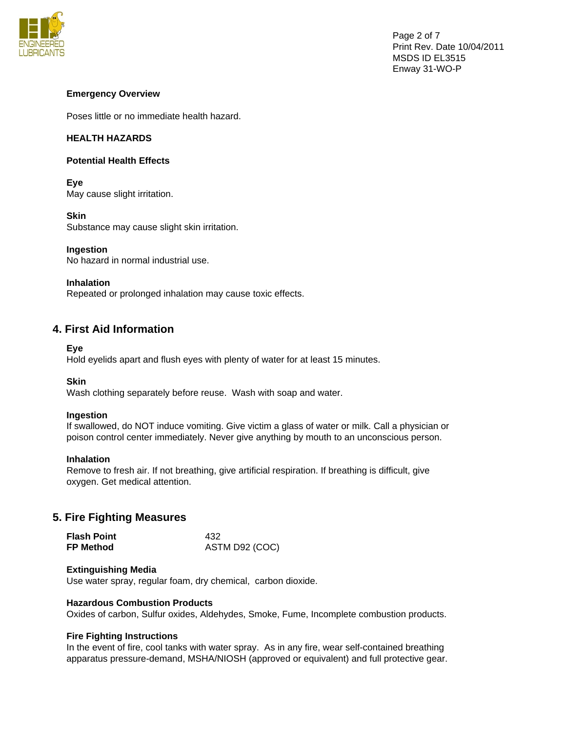**Emergency Overview**

Poses little or no immediate health hazard.

**HEALTH HAZARDS**

**Potential Health Effects**

**Eye**
May cause slight irritation.

**Skin**
Substance may cause slight skin irritation.

**Ingestion**
No hazard in normal industrial use.

**Inhalation**
Repeated or prolonged inhalation may cause toxic effects.

## 4. First Aid Information

**Eye**
Hold eyelids apart and flush eyes with plenty of water for at least 15 minutes.

**Skin**
Wash clothing separately before reuse. Wash with soap and water.

**Ingestion**
If swallowed, do NOT induce vomiting. Give victim a glass of water or milk. Call a physician or poison control center immediately. Never give anything by mouth to an unconscious person.

**Inhalation**
Remove to fresh air. If not breathing, give artificial respiration. If breathing is difficult, give oxygen. Get medical attention.

## 5. Fire Fighting Measures

| | |
|---|---|
| **Flash Point** | 432 |
| **FP Method** | ASTM D92 (COC) |

**Extinguishing Media**
Use water spray, regular foam, dry chemical, carbon dioxide.

**Hazardous Combustion Products**
Oxides of carbon, Sulfur oxides, Aldehydes, Smoke, Fume, Incomplete combustion products.

**Fire Fighting Instructions**
In the event of fire, cool tanks with water spray. As in any fire, wear self-contained breathing apparatus pressure-demand, MSHA/NIOSH (approved or equivalent) and full protective gear.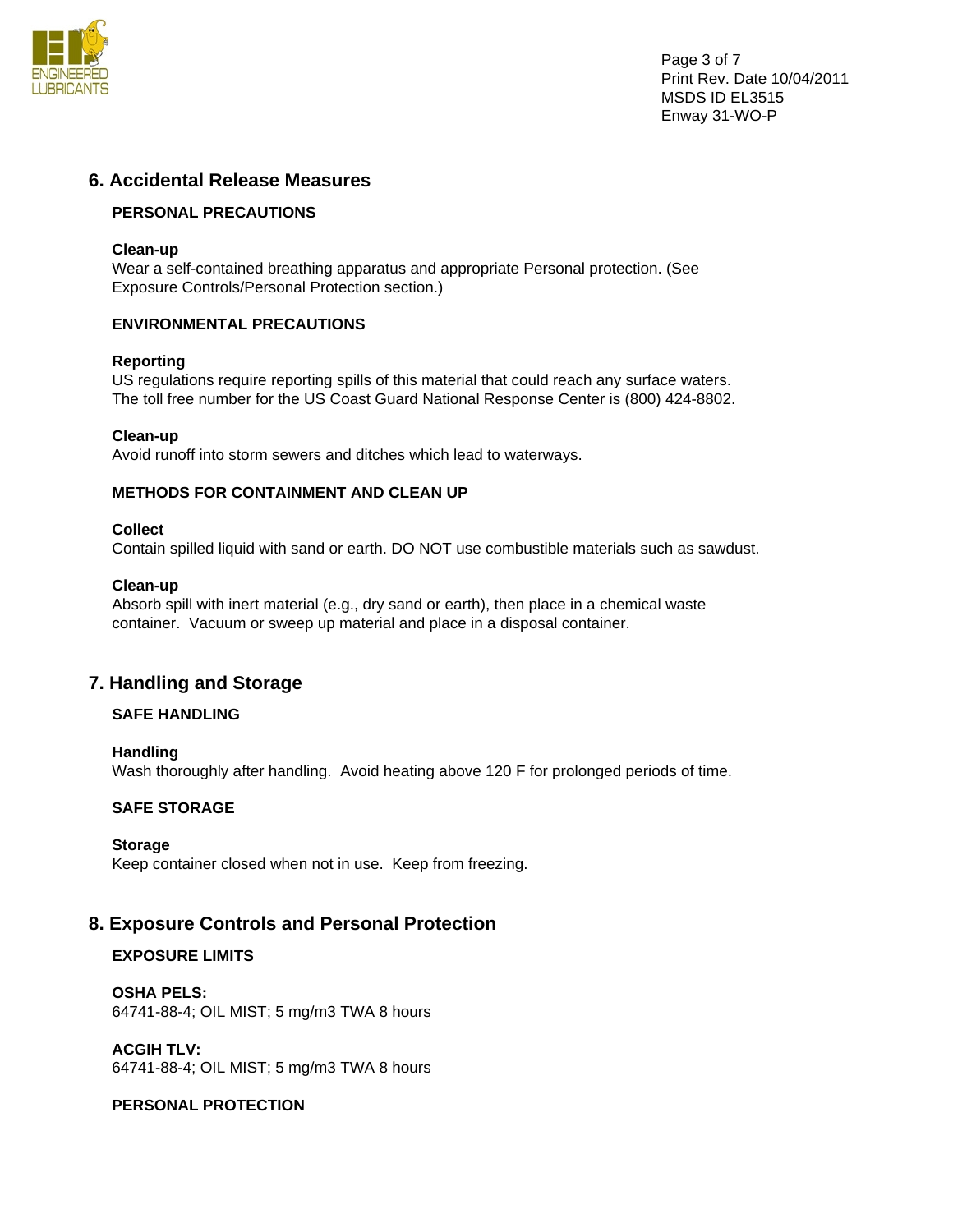## 6. Accidental Release Measures

### PERSONAL PRECAUTIONS

**Clean-up**
Wear a self-contained breathing apparatus and appropriate Personal protection. (See Exposure Controls/Personal Protection section.)

### ENVIRONMENTAL PRECAUTIONS

**Reporting**
US regulations require reporting spills of this material that could reach any surface waters. The toll free number for the US Coast Guard National Response Center is (800) 424-8802.

**Clean-up**
Avoid runoff into storm sewers and ditches which lead to waterways.

### METHODS FOR CONTAINMENT AND CLEAN UP

**Collect**
Contain spilled liquid with sand or earth. DO NOT use combustible materials such as sawdust.

**Clean-up**
Absorb spill with inert material (e.g., dry sand or earth), then place in a chemical waste container. Vacuum or sweep up material and place in a disposal container.

## 7. Handling and Storage

### SAFE HANDLING

**Handling**
Wash thoroughly after handling. Avoid heating above 120 F for prolonged periods of time.

### SAFE STORAGE

**Storage**
Keep container closed when not in use. Keep from freezing.

## 8. Exposure Controls and Personal Protection

### EXPOSURE LIMITS

**OSHA PELS:**
64741-88-4; OIL MIST; 5 mg/m3 TWA 8 hours

**ACGIH TLV:**
64741-88-4; OIL MIST; 5 mg/m3 TWA 8 hours

### PERSONAL PROTECTION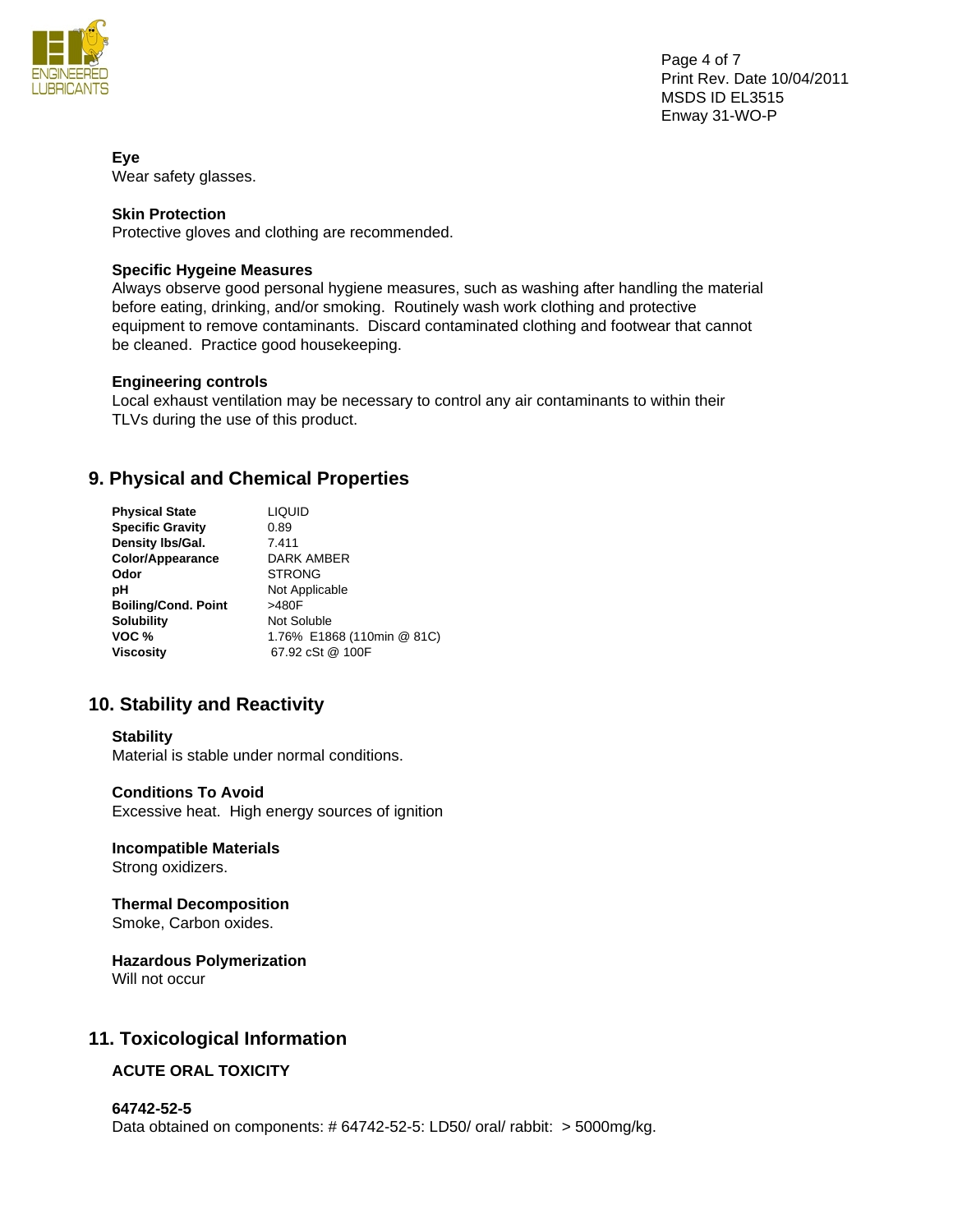**Eye**

Wear safety glasses.

**Skin Protection**

Protective gloves and clothing are recommended.

**Specific Hygeine Measures**

Always observe good personal hygiene measures, such as washing after handling the material before eating, drinking, and/or smoking. Routinely wash work clothing and protective equipment to remove contaminants. Discard contaminated clothing and footwear that cannot be cleaned. Practice good housekeeping.

**Engineering controls**

Local exhaust ventilation may be necessary to control any air contaminants to within their TLVs during the use of this product.

## 9. Physical and Chemical Properties

| | |
|---|---|
| **Physical State** | LIQUID |
| **Specific Gravity** | 0.89 |
| **Density lbs/Gal.** | 7.411 |
| **Color/Appearance** | DARK AMBER |
| **Odor** | STRONG |
| **pH** | Not Applicable |
| **Boiling/Cond. Point** | >480F |
| **Solubility** | Not Soluble |
| **VOC %** | 1.76% E1868 (110min @ 81C) |
| **Viscosity** | 67.92 cSt @ 100F |

## 10. Stability and Reactivity

**Stability**

Material is stable under normal conditions.

**Conditions To Avoid**

Excessive heat. High energy sources of ignition

**Incompatible Materials**

Strong oxidizers.

**Thermal Decomposition**

Smoke, Carbon oxides.

**Hazardous Polymerization**

Will not occur

## 11. Toxicological Information

**ACUTE ORAL TOXICITY**

**64742-52-5**

Data obtained on components: # 64742-52-5: LD50/ oral/ rabbit: > 5000mg/kg.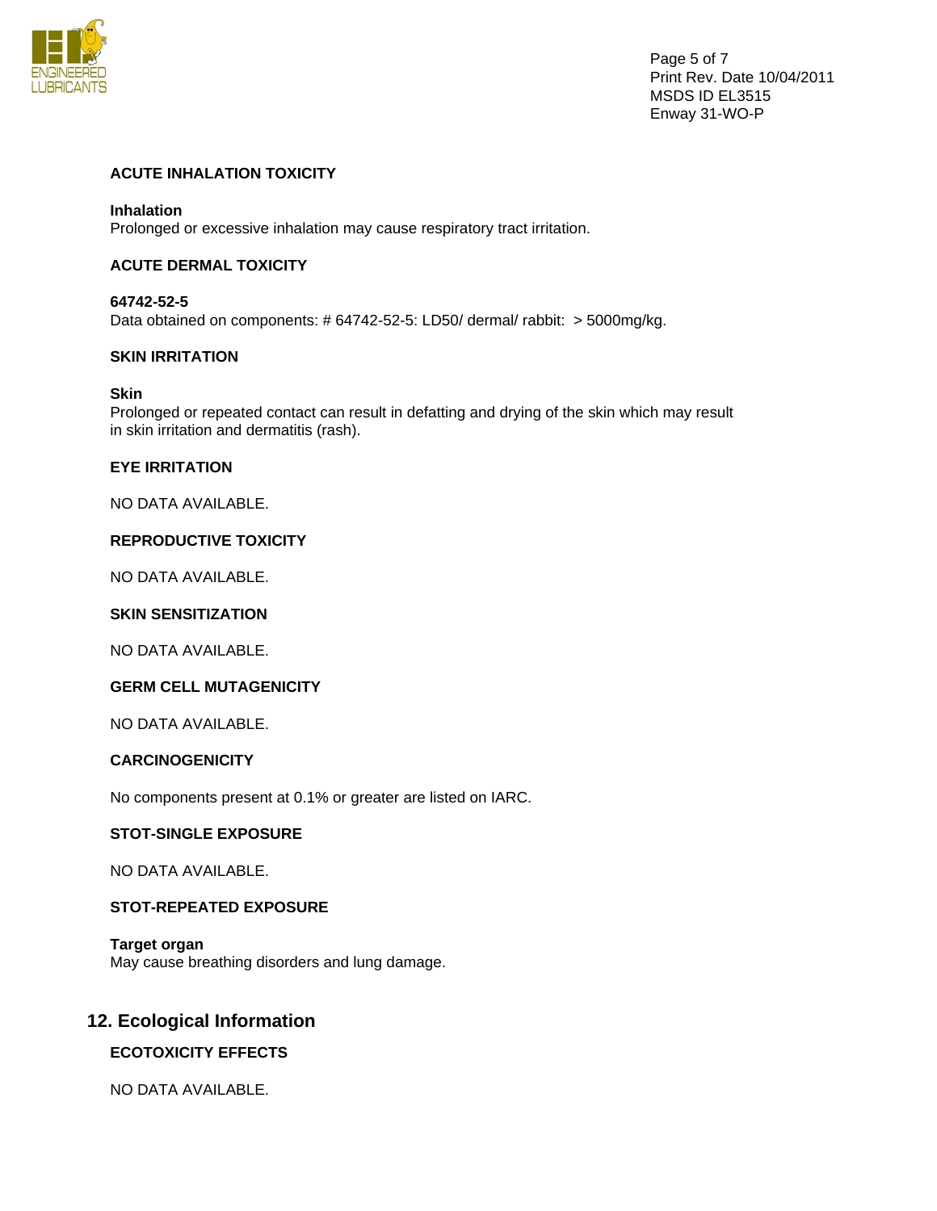### ACUTE INHALATION TOXICITY

**Inhalation**
Prolonged or excessive inhalation may cause respiratory tract irritation.

### ACUTE DERMAL TOXICITY

**64742-52-5**
Data obtained on components: # 64742-52-5: LD50/ dermal/ rabbit: > 5000mg/kg.

### SKIN IRRITATION

**Skin**
Prolonged or repeated contact can result in defatting and drying of the skin which may result in skin irritation and dermatitis (rash).

### EYE IRRITATION

NO DATA AVAILABLE.

### REPRODUCTIVE TOXICITY

NO DATA AVAILABLE.

### SKIN SENSITIZATION

NO DATA AVAILABLE.

### GERM CELL MUTAGENICITY

NO DATA AVAILABLE.

### CARCINOGENICITY

No components present at 0.1% or greater are listed on IARC.

### STOT-SINGLE EXPOSURE

NO DATA AVAILABLE.

### STOT-REPEATED EXPOSURE

**Target organ**
May cause breathing disorders and lung damage.

## 12. Ecological Information

### ECOTOXICITY EFFECTS

NO DATA AVAILABLE.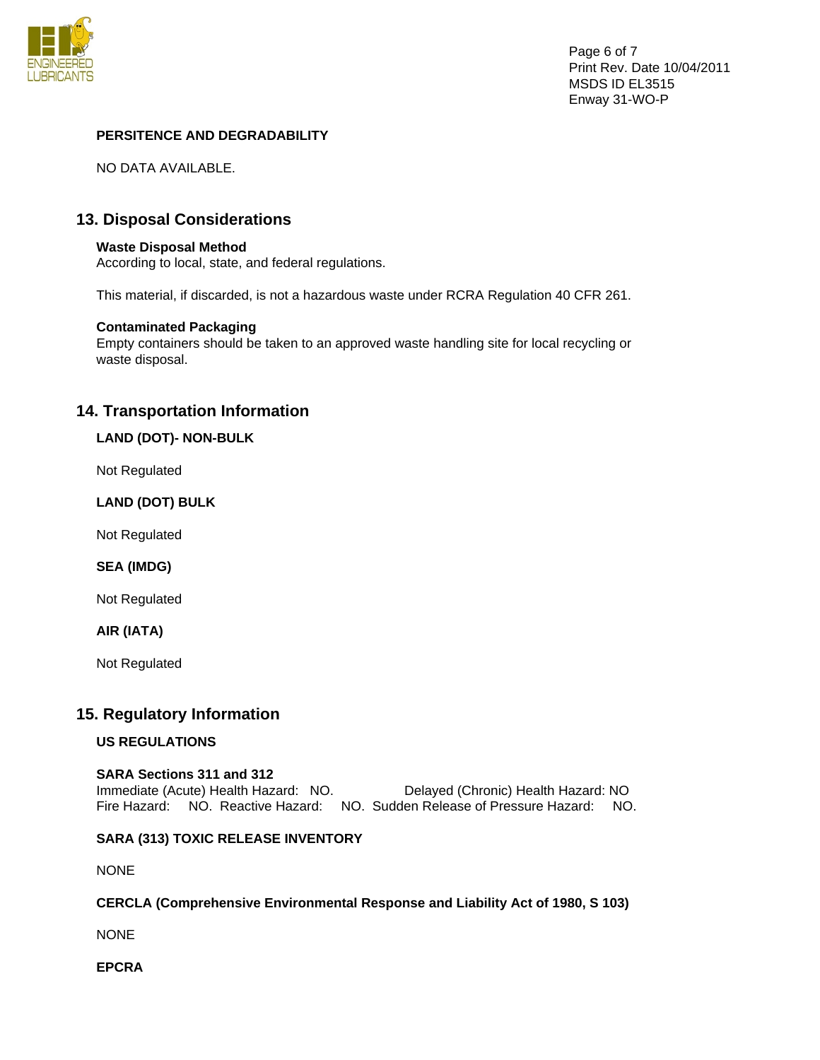**PERSITENCE AND DEGRADABILITY**

NO DATA AVAILABLE.

## 13. Disposal Considerations

**Waste Disposal Method**
According to local, state, and federal regulations.

This material, if discarded, is not a hazardous waste under RCRA Regulation 40 CFR 261.

**Contaminated Packaging**
Empty containers should be taken to an approved waste handling site for local recycling or waste disposal.

## 14. Transportation Information

**LAND (DOT)- NON-BULK**

Not Regulated

**LAND (DOT) BULK**

Not Regulated

**SEA (IMDG)**

Not Regulated

**AIR (IATA)**

Not Regulated

## 15. Regulatory Information

**US REGULATIONS**

**SARA Sections 311 and 312**
Immediate (Acute) Health Hazard: NO. Delayed (Chronic) Health Hazard: NO
Fire Hazard: NO. Reactive Hazard: NO. Sudden Release of Pressure Hazard: NO.

**SARA (313) TOXIC RELEASE INVENTORY**

NONE

**CERCLA (Comprehensive Environmental Response and Liability Act of 1980, S 103)**

NONE

**EPCRA**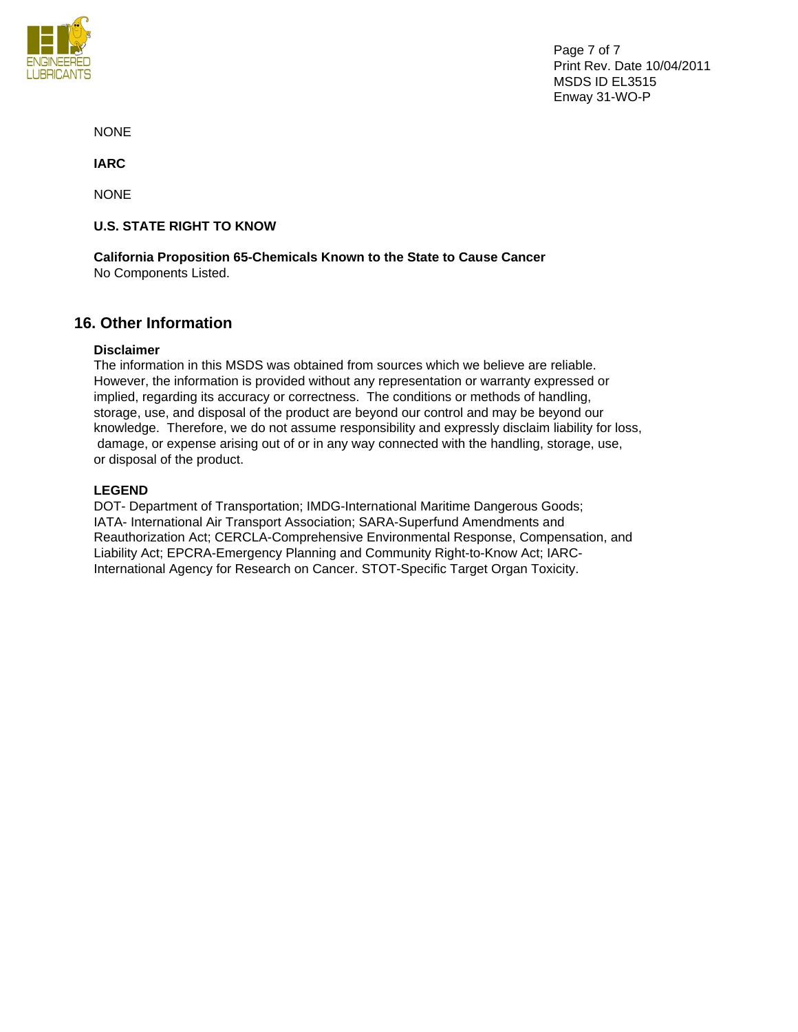NONE

**IARC**

NONE

**U.S. STATE RIGHT TO KNOW**

**California Proposition 65-Chemicals Known to the State to Cause Cancer**
No Components Listed.

## 16. Other Information

**Disclaimer**
The information in this MSDS was obtained from sources which we believe are reliable. However, the information is provided without any representation or warranty expressed or implied, regarding its accuracy or correctness. The conditions or methods of handling, storage, use, and disposal of the product are beyond our control and may be beyond our knowledge. Therefore, we do not assume responsibility and expressly disclaim liability for loss, damage, or expense arising out of or in any way connected with the handling, storage, use, or disposal of the product.

**LEGEND**
DOT- Department of Transportation; IMDG-International Maritime Dangerous Goods; IATA- International Air Transport Association; SARA-Superfund Amendments and Reauthorization Act; CERCLA-Comprehensive Environmental Response, Compensation, and Liability Act; EPCRA-Emergency Planning and Community Right-to-Know Act; IARC-International Agency for Research on Cancer. STOT-Specific Target Organ Toxicity.